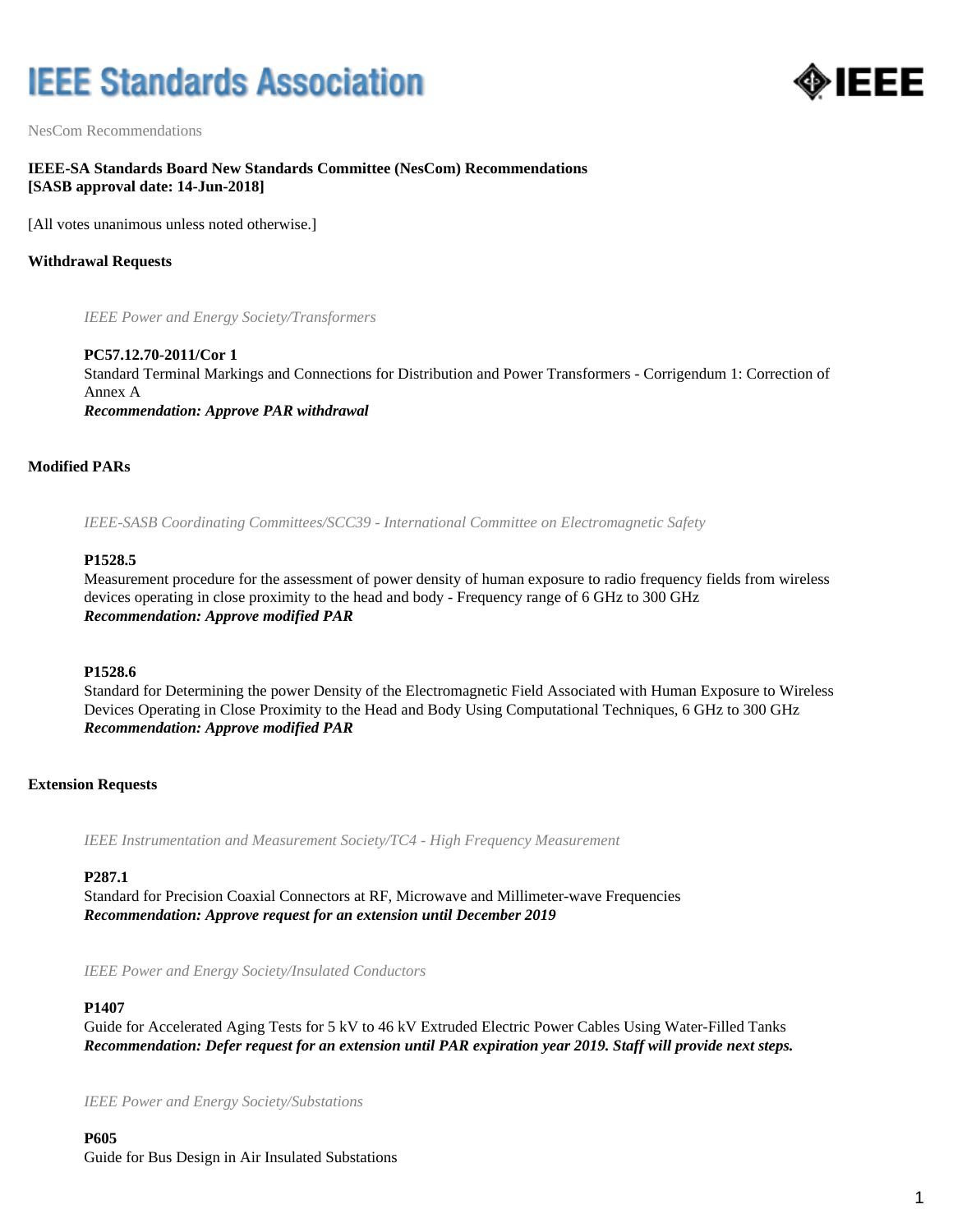# IEEE Standards Association

NesCom Recommendations

**IEEE-SA Standards Board New Standards Committee (NesCom) Recommendations**
**[SASB approval date: 14-Jun-2018]**

[All votes unanimous unless noted otherwise.]

## Withdrawal Requests

*IEEE Power and Energy Society/Transformers*

**PC57.12.70-2011/Cor 1**
Standard Terminal Markings and Connections for Distribution and Power Transformers - Corrigendum 1: Correction of Annex A
***Recommendation: Approve PAR withdrawal***

## Modified PARs

*IEEE-SASB Coordinating Committees/SCC39 - International Committee on Electromagnetic Safety*

**P1528.5**
Measurement procedure for the assessment of power density of human exposure to radio frequency fields from wireless devices operating in close proximity to the head and body - Frequency range of 6 GHz to 300 GHz
***Recommendation: Approve modified PAR***

**P1528.6**
Standard for Determining the power Density of the Electromagnetic Field Associated with Human Exposure to Wireless Devices Operating in Close Proximity to the Head and Body Using Computational Techniques, 6 GHz to 300 GHz
***Recommendation: Approve modified PAR***

## Extension Requests

*IEEE Instrumentation and Measurement Society/TC4 - High Frequency Measurement*

**P287.1**
Standard for Precision Coaxial Connectors at RF, Microwave and Millimeter-wave Frequencies
***Recommendation: Approve request for an extension until December 2019***

*IEEE Power and Energy Society/Insulated Conductors*

**P1407**
Guide for Accelerated Aging Tests for 5 kV to 46 kV Extruded Electric Power Cables Using Water-Filled Tanks
***Recommendation: Defer request for an extension until PAR expiration year 2019. Staff will provide next steps.***

*IEEE Power and Energy Society/Substations*

**P605**
Guide for Bus Design in Air Insulated Substations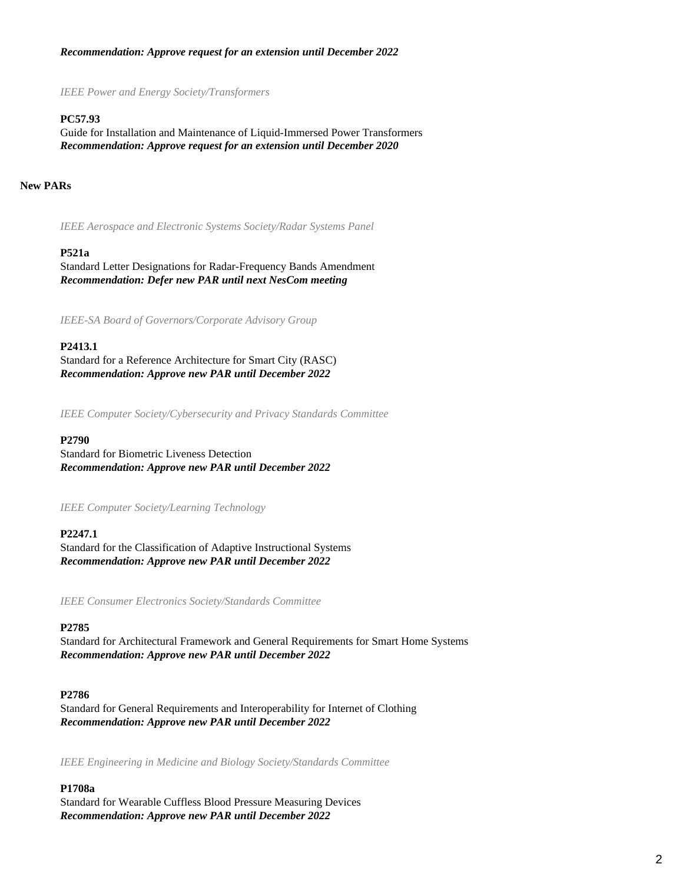***Recommendation: Approve request for an extension until December 2022***

*IEEE Power and Energy Society/Transformers*

**PC57.93**
Guide for Installation and Maintenance of Liquid-Immersed Power Transformers
***Recommendation: Approve request for an extension until December 2020***

**New PARs**

*IEEE Aerospace and Electronic Systems Society/Radar Systems Panel*

**P521a**
Standard Letter Designations for Radar-Frequency Bands Amendment
***Recommendation: Defer new PAR until next NesCom meeting***

*IEEE-SA Board of Governors/Corporate Advisory Group*

**P2413.1**
Standard for a Reference Architecture for Smart City (RASC)
***Recommendation: Approve new PAR until December 2022***

*IEEE Computer Society/Cybersecurity and Privacy Standards Committee*

**P2790**
Standard for Biometric Liveness Detection
***Recommendation: Approve new PAR until December 2022***

*IEEE Computer Society/Learning Technology*

**P2247.1**
Standard for the Classification of Adaptive Instructional Systems
***Recommendation: Approve new PAR until December 2022***

*IEEE Consumer Electronics Society/Standards Committee*

**P2785**
Standard for Architectural Framework and General Requirements for Smart Home Systems
***Recommendation: Approve new PAR until December 2022***

**P2786**
Standard for General Requirements and Interoperability for Internet of Clothing
***Recommendation: Approve new PAR until December 2022***

*IEEE Engineering in Medicine and Biology Society/Standards Committee*

**P1708a**
Standard for Wearable Cuffless Blood Pressure Measuring Devices
***Recommendation: Approve new PAR until December 2022***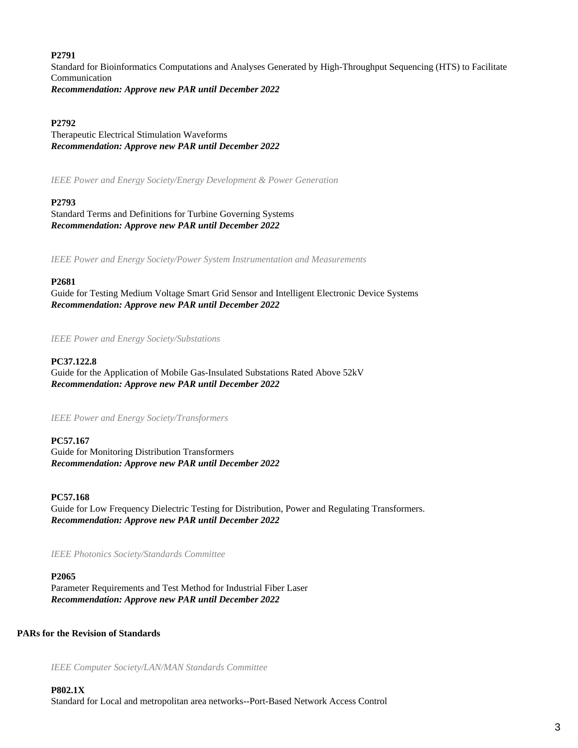**P2791**

Standard for Bioinformatics Computations and Analyses Generated by High-Throughput Sequencing (HTS) to Facilitate Communication

***Recommendation: Approve new PAR until December 2022***

**P2792**

Therapeutic Electrical Stimulation Waveforms

***Recommendation: Approve new PAR until December 2022***

*IEEE Power and Energy Society/Energy Development & Power Generation*

**P2793**

Standard Terms and Definitions for Turbine Governing Systems

***Recommendation: Approve new PAR until December 2022***

*IEEE Power and Energy Society/Power System Instrumentation and Measurements*

**P2681**

Guide for Testing Medium Voltage Smart Grid Sensor and Intelligent Electronic Device Systems

***Recommendation: Approve new PAR until December 2022***

*IEEE Power and Energy Society/Substations*

**PC37.122.8**

Guide for the Application of Mobile Gas-Insulated Substations Rated Above 52kV

***Recommendation: Approve new PAR until December 2022***

*IEEE Power and Energy Society/Transformers*

**PC57.167**

Guide for Monitoring Distribution Transformers

***Recommendation: Approve new PAR until December 2022***

**PC57.168**

Guide for Low Frequency Dielectric Testing for Distribution, Power and Regulating Transformers.

***Recommendation: Approve new PAR until December 2022***

*IEEE Photonics Society/Standards Committee*

**P2065**

Parameter Requirements and Test Method for Industrial Fiber Laser

***Recommendation: Approve new PAR until December 2022***

**PARs for the Revision of Standards**

*IEEE Computer Society/LAN/MAN Standards Committee*

**P802.1X**

Standard for Local and metropolitan area networks--Port-Based Network Access Control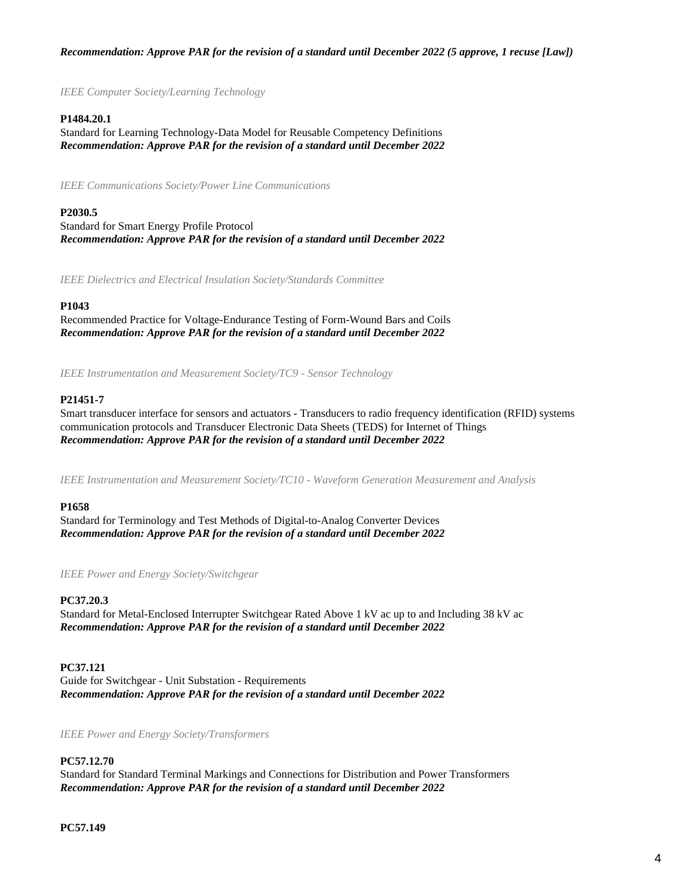***Recommendation: Approve PAR for the revision of a standard until December 2022 (5 approve, 1 recuse [Law])***

*IEEE Computer Society/Learning Technology*

**P1484.20.1**
Standard for Learning Technology-Data Model for Reusable Competency Definitions
***Recommendation: Approve PAR for the revision of a standard until December 2022***

*IEEE Communications Society/Power Line Communications*

**P2030.5**
Standard for Smart Energy Profile Protocol
***Recommendation: Approve PAR for the revision of a standard until December 2022***

*IEEE Dielectrics and Electrical Insulation Society/Standards Committee*

**P1043**
Recommended Practice for Voltage-Endurance Testing of Form-Wound Bars and Coils
***Recommendation: Approve PAR for the revision of a standard until December 2022***

*IEEE Instrumentation and Measurement Society/TC9 - Sensor Technology*

**P21451-7**
Smart transducer interface for sensors and actuators - Transducers to radio frequency identification (RFID) systems communication protocols and Transducer Electronic Data Sheets (TEDS) for Internet of Things
***Recommendation: Approve PAR for the revision of a standard until December 2022***

*IEEE Instrumentation and Measurement Society/TC10 - Waveform Generation Measurement and Analysis*

**P1658**
Standard for Terminology and Test Methods of Digital-to-Analog Converter Devices
***Recommendation: Approve PAR for the revision of a standard until December 2022***

*IEEE Power and Energy Society/Switchgear*

**PC37.20.3**
Standard for Metal-Enclosed Interrupter Switchgear Rated Above 1 kV ac up to and Including 38 kV ac
***Recommendation: Approve PAR for the revision of a standard until December 2022***

**PC37.121**
Guide for Switchgear - Unit Substation - Requirements
***Recommendation: Approve PAR for the revision of a standard until December 2022***

*IEEE Power and Energy Society/Transformers*

**PC57.12.70**
Standard for Standard Terminal Markings and Connections for Distribution and Power Transformers
***Recommendation: Approve PAR for the revision of a standard until December 2022***

**PC57.149**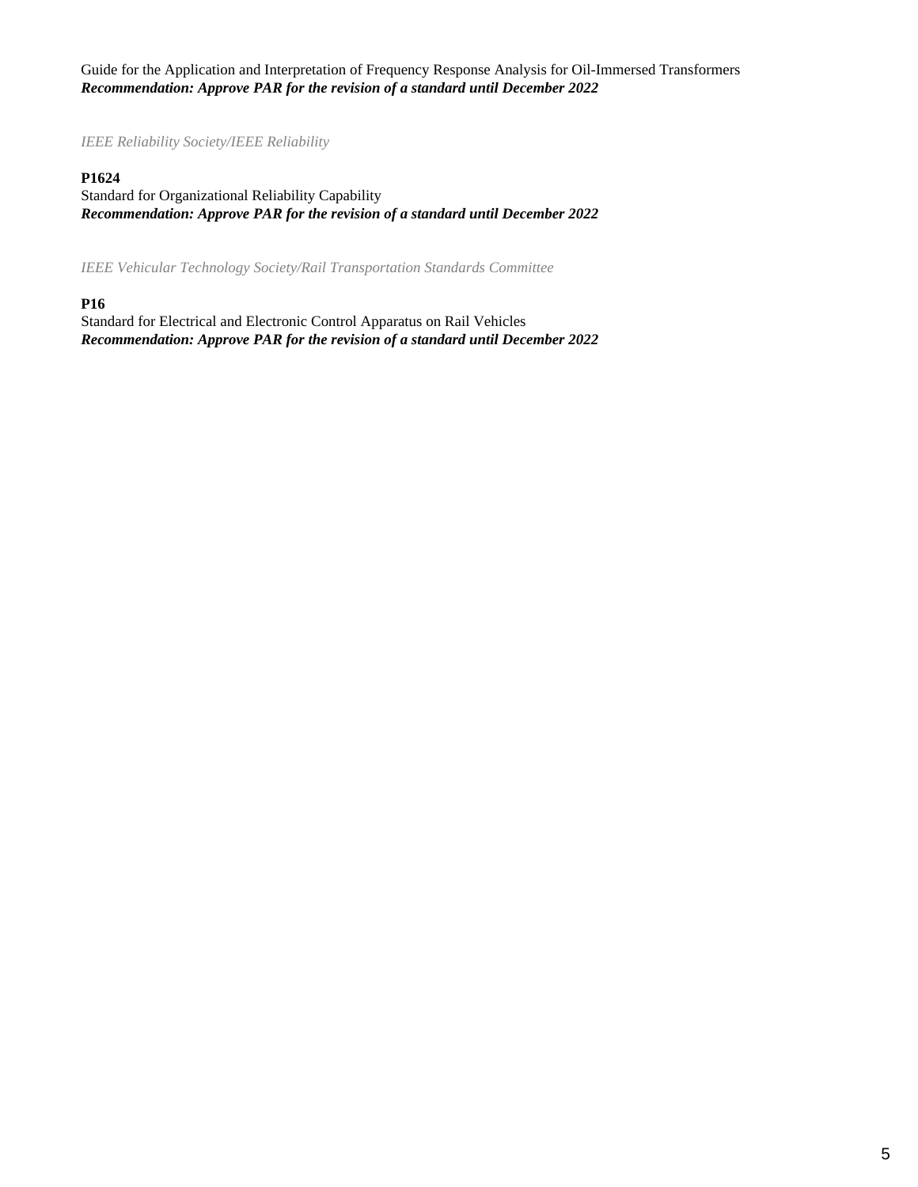Guide for the Application and Interpretation of Frequency Response Analysis for Oil-Immersed Transformers
***Recommendation: Approve PAR for the revision of a standard until December 2022***

*IEEE Reliability Society/IEEE Reliability*

**P1624**
Standard for Organizational Reliability Capability
***Recommendation: Approve PAR for the revision of a standard until December 2022***

*IEEE Vehicular Technology Society/Rail Transportation Standards Committee*

**P16**
Standard for Electrical and Electronic Control Apparatus on Rail Vehicles
***Recommendation: Approve PAR for the revision of a standard until December 2022***